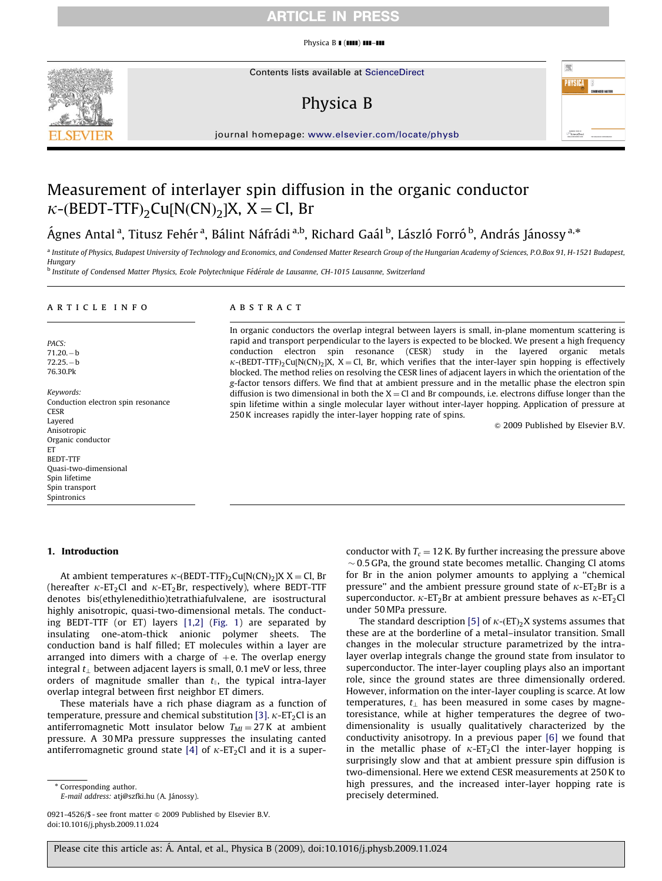# Measurement of interlayer spin diffusion in the organic conductor $\kappa$-(BEDT-TTF)$_2$Cu[N(CN)$_2$]X, X = Cl, Br

Ágnes Antal [a], Titusz Fehér [a], Bálint Náfrádi [a,b], Richard Gaál [b], László Forró [b], András Jánossy [a,*]

[a] Institute of Physics, Budapest University of Technology and Economics, and Condensed Matter Research Group of the Hungarian Academy of Sciences, P.O.Box 91, H-1521 Budapest, Hungary

[b] Institute of Condensed Matter Physics, Ecole Polytechnique Fédérale de Lausanne, CH-1015 Lausanne, Switzerland

## ARTICLE INFO

*PACS:*
71.20.−b
72.25.−b
76.30.Pk

*Keywords:*
Conduction electron spin resonance
CESR
Layered
Anisotropic
Organic conductor
ET
BEDT-TTF
Quasi-two-dimensional
Spin lifetime
Spin transport
Spintronics

## ABSTRACT

In organic conductors the overlap integral between layers is small, in-plane momentum scattering is rapid and transport perpendicular to the layers is expected to be blocked. We present a high frequency conduction electron spin resonance (CESR) study in the layered organic metals $\kappa$-(BEDT-TTF)$_2$Cu[N(CN)$_2$]X, X = Cl, Br, which verifies that the inter-layer spin hopping is effectively blocked. The method relies on resolving the CESR lines of adjacent layers in which the orientation of the $g$-factor tensors differs. We find that at ambient pressure and in the metallic phase the electron spin diffusion is two dimensional in both the X = Cl and Br compounds, i.e. electrons diffuse longer than the spin lifetime within a single molecular layer without inter-layer hopping. Application of pressure at 250 K increases rapidly the inter-layer hopping rate of spins.

© 2009 Published by Elsevier B.V.

## 1. Introduction

At ambient temperatures $\kappa$-(BEDT-TTF)$_2$Cu[N(CN)$_2$]X X = Cl, Br (hereafter $\kappa$-ET$_2$Cl and $\kappa$-ET$_2$Br, respectively), where BEDT-TTF denotes bis(ethylenedithio)tetrathiafulvalene, are isostructural highly anisotropic, quasi-two-dimensional metals. The conducting BEDT-TTF (or ET) layers [1,2] (Fig. 1) are separated by insulating one-atom-thick anionic polymer sheets. The conduction band is half filled; ET molecules within a layer are arranged into dimers with a charge of +e. The overlap energy integral $t_\perp$ between adjacent layers is small, 0.1 meV or less, three orders of magnitude smaller than $t_\parallel$, the typical intra-layer overlap integral between first neighbor ET dimers.

These materials have a rich phase diagram as a function of temperature, pressure and chemical substitution [3]. $\kappa$-ET$_2$Cl is an antiferromagnetic Mott insulator below $T_{MI} = 27$ K at ambient pressure. A 30 MPa pressure suppresses the insulating canted antiferromagnetic ground state [4] of $\kappa$-ET$_2$Cl and it is a superconductor with $T_c = 12$ K. By further increasing the pressure above $\sim 0.5$ GPa, the ground state becomes metallic. Changing Cl atoms for Br in the anion polymer amounts to applying a "chemical pressure" and the ambient pressure ground state of $\kappa$-ET$_2$Br is a superconductor. $\kappa$-ET$_2$Br at ambient pressure behaves as $\kappa$-ET$_2$Cl under 50 MPa pressure.

The standard description [5] of $\kappa$-(ET)$_2$X systems assumes that these are at the borderline of a metal–insulator transition. Small changes in the molecular structure parametrized by the intra-layer overlap integrals change the ground state from insulator to superconductor. The inter-layer coupling plays also an important role, since the ground states are three dimensionally ordered. However, information on the inter-layer coupling is scarce. At low temperatures, $t_\perp$ has been measured in some cases by magnetoresistance, while at higher temperatures the degree of two-dimensionality is usually qualitatively characterized by the conductivity anisotropy. In a previous paper [6] we found that in the metallic phase of $\kappa$-ET$_2$Cl the inter-layer hopping is surprisingly slow and that at ambient pressure spin diffusion is two-dimensional. Here we extend CESR measurements at 250 K to high pressures, and the increased inter-layer hopping rate is precisely determined.

\* Corresponding author.
E-mail address: atj@szfki.hu (A. Jánossy).

0921-4526/$ - see front matter © 2009 Published by Elsevier B.V.
doi:10.1016/j.physb.2009.11.024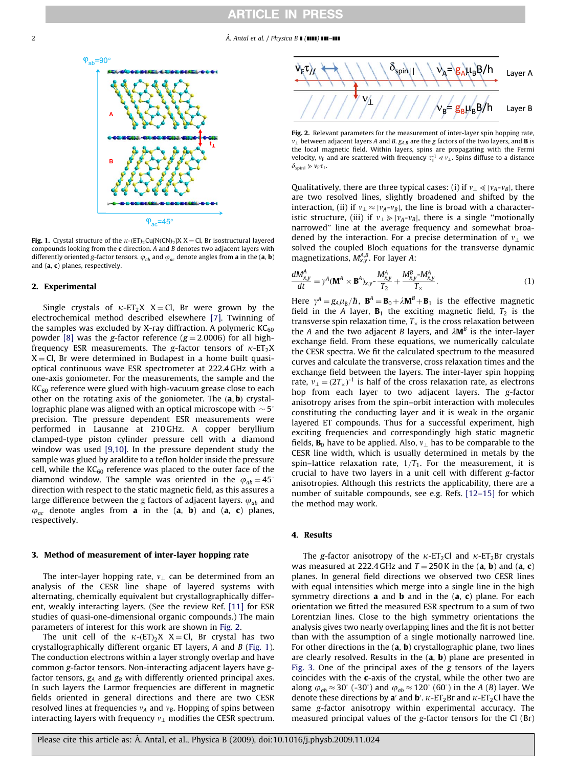Fig. 1. Crystal structure of the $\kappa$-$(ET)_2Cu[N(CN)_2]X$ X = Cl, Br isostructural layered compounds looking from the **c** direction. *A* and *B* denotes two adjacent layers with differently oriented *g*-factor tensors. $\varphi_{ab}$ and $\varphi_{ac}$ denote angles from **a** in the (**a**, **b**) and (**a**, **c**) planes, respectively.

## 2. Experimental

Single crystals of $\kappa$-$ET_2X$ X = Cl, Br were grown by the electrochemical method described elsewhere [7]. Twinning of the samples was excluded by X-ray diffraction. A polymeric $KC_{60}$ powder [8] was the *g*-factor reference ($g = 2.0006$) for all high-frequency ESR measurements. The *g*-factor tensors of $\kappa$-$ET_2X$ X = Cl, Br were determined in Budapest in a home built quasi-optical continuous wave ESR spectrometer at 222.4 GHz with a one-axis goniometer. For the measurements, the sample and the $KC_{60}$ reference were glued with high-vacuum grease close to each other on the rotating axis of the goniometer. The (**a**, **b**) crystallographic plane was aligned with an optical microscope with $\sim 5^\circ$ precision. The pressure dependent ESR measurements were performed in Lausanne at 210 GHz. A copper beryllium clamped-type piston cylinder pressure cell with a diamond window was used [9,10]. In the pressure dependent study the sample was glued by araldite to a teflon holder inside the pressure cell, while the $KC_{60}$ reference was placed to the outer face of the diamond window. The sample was oriented in the $\varphi_{ab} = 45^\circ$ direction with respect to the static magnetic field, as this assures a large difference between the *g* factors of adjacent layers. $\varphi_{ab}$ and $\varphi_{ac}$ denote angles from **a** in the (**a**, **b**) and (**a**, **c**) planes, respectively.

## 3. Method of measurement of inter-layer hopping rate

The inter-layer hopping rate, $\nu_\perp$ can be determined from an analysis of the CESR line shape of layered systems with alternating, chemically equivalent but crystallographically different, weakly interacting layers. (See the review Ref. [11] for ESR studies of quasi-one-dimensional organic compounds.) The main parameters of interest for this work are shown in Fig. 2.

The unit cell of the $\kappa$-$(ET)_2X$ X = Cl, Br crystal has two crystallographically different organic ET layers, *A* and *B* (Fig. 1). The conduction electrons within a layer strongly overlap and have common *g*-factor tensors. Non-interacting adjacent layers have *g*-factor tensors, $g_A$ and $g_B$ with differently oriented principal axes. In such layers the Larmor frequencies are different in magnetic fields oriented in general directions and there are two CESR resolved lines at frequencies $\nu_A$ and $\nu_B$. Hopping of spins between interacting layers with frequency $\nu_\perp$ modifies the CESR spectrum.

Fig. 2. Relevant parameters for the measurement of inter-layer spin hopping rate, $\nu_\perp$ between adjacent layers *A* and *B*. $g_{A,B}$ are the *g* factors of the two layers, and **B** is the local magnetic field. Within layers, spins are propagating with the Fermi velocity, $v_F$ and are scattered with frequency $\tau_\parallel^{-1} \ll \nu_\perp$. Spins diffuse to a distance $\delta_{spin\parallel} \gg v_F \tau_\parallel$.

Qualitatively, there are three typical cases: (i) if $\nu_\perp \ll |\nu_A - \nu_B|$, there are two resolved lines, slightly broadened and shifted by the interaction, (ii) if $\nu_\perp \approx |\nu_A - \nu_B|$, the line is broad with a characteristic structure, (iii) if $\nu_\perp \gg |\nu_A - \nu_B|$, there is a single "motionally narrowed" line at the average frequency and somewhat broadened by the interaction. For a precise determination of $\nu_\perp$ we solved the coupled Bloch equations for the transverse dynamic magnetizations, $M^{A,B}_{x,y}$. For layer *A*:

$$\frac{dM^A_{x,y}}{dt} = \gamma^A (\mathbf{M}^A \times \mathbf{B}^A)_{x,y} - \frac{M^A_{x,y}}{T_2} + \frac{M^B_{x,y} - M^A_{x,y}}{T_\times}. \tag{1}$$

Here $\gamma^A = g_A \mu_B / \hbar$, $\mathbf{B}^A = \mathbf{B}_0 + \lambda \mathbf{M}^B + \mathbf{B}_1$ is the effective magnetic field in the *A* layer, $\mathbf{B}_1$ the exciting magnetic field, $T_2$ is the transverse spin relaxation time, $T_\times$ is the cross relaxation between the *A* and the two adjacent *B* layers, and $\lambda \mathbf{M}^B$ is the inter-layer exchange field. From these equations, we numerically calculate the CESR spectra. We fit the calculated spectrum to the measured curves and calculate the transverse, cross relaxation times and the exchange field between the layers. The inter-layer spin hopping rate, $\nu_\perp = (2T_\times)^{-1}$ is half of the cross relaxation rate, as electrons hop from each layer to two adjacent layers. The *g*-factor anisotropy arises from the spin–orbit interaction with molecules constituting the conducting layer and it is weak in the organic layered ET compounds. Thus for a successful experiment, high exciting frequencies and correspondingly high static magnetic fields, $\mathbf{B}_0$ have to be applied. Also, $\nu_\perp$ has to be comparable to the CESR line width, which is usually determined in metals by the spin–lattice relaxation rate, $1/T_1$. For the measurement, it is crucial to have two layers in a unit cell with different *g*-factor anisotropies. Although this restricts the applicability, there are a number of suitable compounds, see e.g. Refs. [12–15] for which the method may work.

## 4. Results

The *g*-factor anisotropy of the $\kappa$-$ET_2Cl$ and $\kappa$-$ET_2Br$ crystals was measured at 222.4 GHz and $T = 250$ K in the (**a**, **b**) and (**a**, **c**) planes. In general field directions we observed two CESR lines with equal intensities which merge into a single line in the high symmetry directions **a** and **b** and in the (**a**, **c**) plane. For each orientation we fitted the measured ESR spectrum to a sum of two Lorentzian lines. Close to the high symmetry orientations the analysis gives two nearly overlapping lines and the fit is not better than with the assumption of a single motionally narrowed line. For other directions in the (**a**, **b**) crystallographic plane, two lines are clearly resolved. Results in the (**a**, **b**) plane are presented in Fig. 3. One of the principal axes of the *g* tensors of the layers coincides with the **c**-axis of the crystal, while the other two are along $\varphi_{ab} \approx 30^\circ$ ($-30^\circ$) and $\varphi_{ab} \approx 120^\circ$ ($60^\circ$) in the *A* (*B*) layer. We denote these directions by **a**′ and **b**′. $\kappa$-$ET_2Br$ and $\kappa$-$ET_2Cl$ have the same *g*-factor anisotropy within experimental accuracy. The measured principal values of the *g*-factor tensors for the Cl (Br)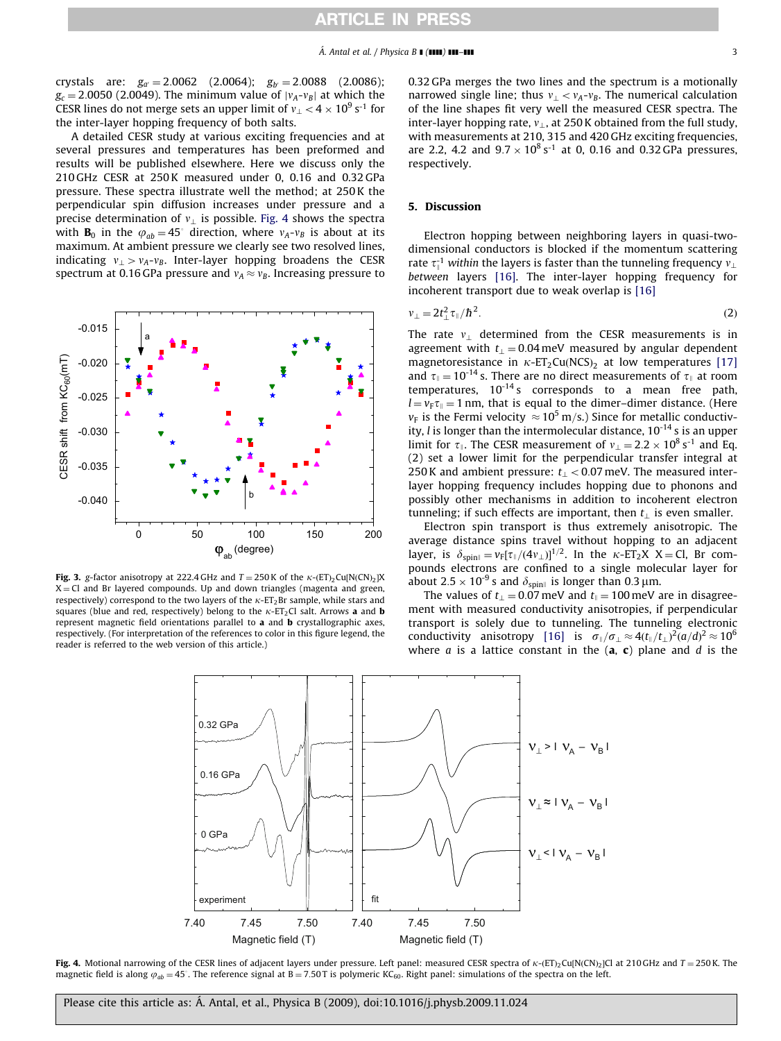crystals are: $g_{a'} = 2.0062$ (2.0064); $g_{b'} = 2.0088$ (2.0086); $g_c = 2.0050$ (2.0049). The minimum value of $|v_A - v_B|$ at which the CESR lines do not merge sets an upper limit of $v_\perp < 4 \times 10^9\ \mathrm{s}^{-1}$ for the inter-layer hopping frequency of both salts.

A detailed CESR study at various exciting frequencies and at several pressures and temperatures has been preformed and results will be published elsewhere. Here we discuss only the 210 GHz CESR at 250 K measured under 0, 0.16 and 0.32 GPa pressure. These spectra illustrate well the method; at 250 K the perpendicular spin diffusion increases under pressure and a precise determination of $v_\perp$ is possible. Fig. 4 shows the spectra with $\mathbf{B}_0$ in the $\varphi_{ab} = 45^\circ$ direction, where $v_A$-$v_B$ is about at its maximum. At ambient pressure we clearly see two resolved lines, indicating $v_\perp > v_A$-$v_B$. Inter-layer hopping broadens the CESR spectrum at 0.16 GPa pressure and $v_A \approx v_B$. Increasing pressure to 0.32 GPa merges the two lines and the spectrum is a motionally narrowed single line; thus $v_\perp < v_A$-$v_B$. The numerical calculation of the line shapes fit very well the measured CESR spectra. The inter-layer hopping rate, $v_\perp$, at 250 K obtained from the full study, with measurements at 210, 315 and 420 GHz exciting frequencies, are 2.2, 4.2 and $9.7 \times 10^8\ \mathrm{s}^{-1}$ at 0, 0.16 and 0.32 GPa pressures, respectively.

Fig. 3. $g$-factor anisotropy at 222.4 GHz and $T = 250$ K of the $\kappa$-(ET)$_2$Cu[N(CN)$_2$]X X = Cl and Br layered compounds. Up and down triangles (magenta and green, respectively) correspond to the two layers of the $\kappa$-ET$_2$Br sample, while stars and squares (blue and red, respectively) belong to the $\kappa$-ET$_2$Cl salt. Arrows **a** and **b** represent magnetic field orientations parallel to **a** and **b** crystallographic axes, respectively. (For interpretation of the references to color in this figure legend, the reader is referred to the web version of this article.)

## 5. Discussion

Electron hopping between neighboring layers in quasi-two-dimensional conductors is blocked if the momentum scattering rate $\tau_\parallel^{-1}$ *within* the layers is faster than the tunneling frequency $v_\perp$ *between* layers [16]. The inter-layer hopping frequency for incoherent transport due to weak overlap is [16]

$$v_\perp = 2t_\perp^2 \tau_\parallel / \hbar^2. \tag{2}$$

The rate $v_\perp$ determined from the CESR measurements is in agreement with $t_\perp = 0.04$ meV measured by angular dependent magnetoresistance in $\kappa$-ET$_2$Cu(NCS)$_2$ at low temperatures [17] and $\tau_\parallel = 10^{-14}$ s. There are no direct measurements of $\tau_\parallel$ at room temperatures, $10^{-14}$ s corresponds to a mean free path, $l = v_F \tau_\parallel = 1$ nm, that is equal to the dimer–dimer distance. (Here $v_F$ is the Fermi velocity $\approx 10^5$ m/s.) Since for metallic conductivity, $l$ is longer than the intermolecular distance, $10^{-14}$ s is an upper limit for $\tau_\parallel$. The CESR measurement of $v_\perp = 2.2 \times 10^8\ \mathrm{s}^{-1}$ and Eq. (2) set a lower limit for the perpendicular transfer integral at 250 K and ambient pressure: $t_\perp < 0.07$ meV. The measured inter-layer hopping frequency includes hopping due to phonons and possibly other mechanisms in addition to incoherent electron tunneling; if such effects are important, then $t_\perp$ is even smaller.

Electron spin transport is thus extremely anisotropic. The average distance spins travel without hopping to an adjacent layer, is $\delta_{\mathrm{spin}\parallel} = v_F[\tau_\parallel/(4v_\perp)]^{1/2}$. In the $\kappa$-ET$_2$X X = Cl, Br compounds electrons are confined to a single molecular layer for about $2.5 \times 10^{-9}$ s and $\delta_{\mathrm{spin}\parallel}$ is longer than 0.3 μm.

The values of $t_\perp = 0.07$ meV and $t_\parallel = 100$ meV are in disagreement with measured conductivity anisotropies, if perpendicular transport is solely due to tunneling. The tunneling electronic conductivity anisotropy [16] is $\sigma_\parallel/\sigma_\perp \approx 4(t_\parallel/t_\perp)^2(a/d)^2 \approx 10^6$ where $a$ is a lattice constant in the (**a**, **c**) plane and $d$ is the

Fig. 4. Motional narrowing of the CESR lines of adjacent layers under pressure. Left panel: measured CESR spectra of $\kappa$-(ET)$_2$Cu[N(CN)$_2$]Cl at 210 GHz and $T = 250$ K. The magnetic field is along $\varphi_{ab} = 45^\circ$. The reference signal at B = 7.50 T is polymeric KC$_{60}$. Right panel: simulations of the spectra on the left.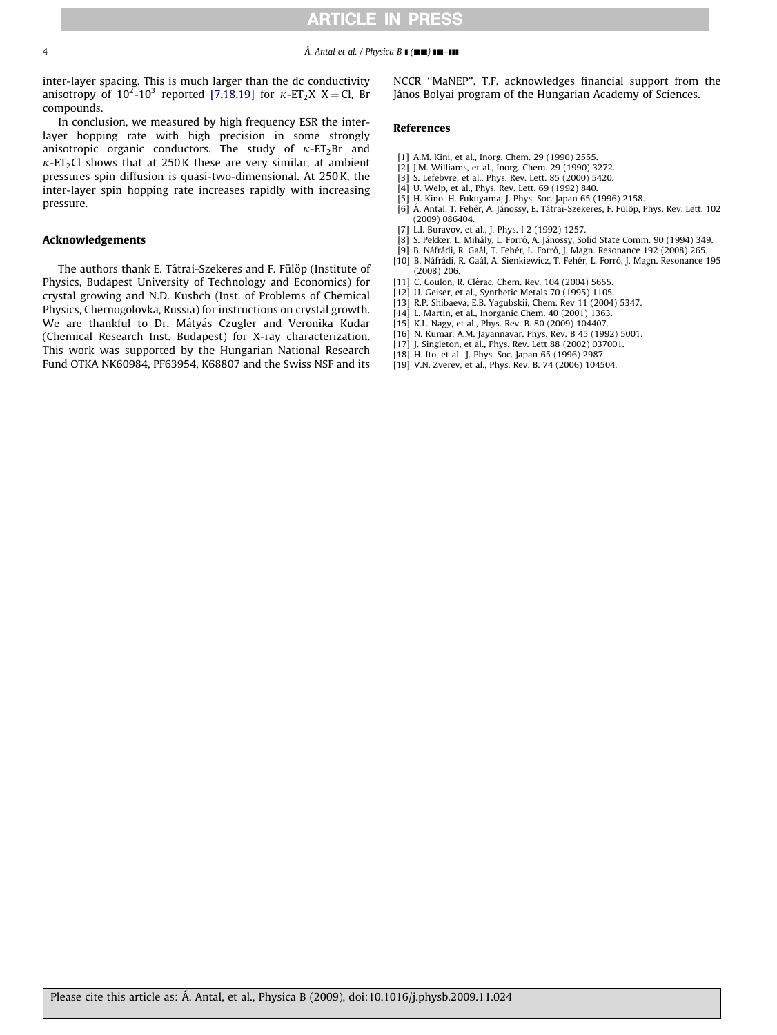inter-layer spacing. This is much larger than the dc conductivity anisotropy of $10^2$-$10^3$ reported [7,18,19] for $\kappa$-$ET_2X$ X = Cl, Br compounds.

In conclusion, we measured by high frequency ESR the inter-layer hopping rate with high precision in some strongly anisotropic organic conductors. The study of $\kappa$-$ET_2Br$ and $\kappa$-$ET_2Cl$ shows that at 250 K these are very similar, at ambient pressures spin diffusion is quasi-two-dimensional. At 250 K, the inter-layer spin hopping rate increases rapidly with increasing pressure.

## Acknowledgements

The authors thank E. Tátrai-Szekeres and F. Fülöp (Institute of Physics, Budapest University of Technology and Economics) for crystal growing and N.D. Kushch (Inst. of Problems of Chemical Physics, Chernogolovka, Russia) for instructions on crystal growth. We are thankful to Dr. Mátyás Czugler and Veronika Kudar (Chemical Research Inst. Budapest) for X-ray characterization. This work was supported by the Hungarian National Research Fund OTKA NK60984, PF63954, K68807 and the Swiss NSF and its NCCR "MaNEP". T.F. acknowledges financial support from the János Bolyai program of the Hungarian Academy of Sciences.

## References

[1] A.M. Kini, et al., Inorg. Chem. 29 (1990) 2555.
[2] J.M. Williams, et al., Inorg. Chem. 29 (1990) 3272.
[3] S. Lefebvre, et al., Phys. Rev. Lett. 85 (2000) 5420.
[4] U. Welp, et al., Phys. Rev. Lett. 69 (1992) 840.
[5] H. Kino, H. Fukuyama, J. Phys. Soc. Japan 65 (1996) 2158.
[6] Á. Antal, T. Fehér, A. Jánossy, E. Tátrai-Szekeres, F. Fülöp, Phys. Rev. Lett. 102 (2009) 086404.
[7] L.I. Buravov, et al., J. Phys. I 2 (1992) 1257.
[8] S. Pekker, L. Mihály, L. Forró, A. Jánossy, Solid State Comm. 90 (1994) 349.
[9] B. Náfrádi, R. Gaál, T. Fehér, L. Forró, J. Magn. Resonance 192 (2008) 265.
[10] B. Náfrádi, R. Gaál, A. Sienkiewicz, T. Fehér, L. Forró, J. Magn. Resonance 195 (2008) 206.
[11] C. Coulon, R. Clérac, Chem. Rev. 104 (2004) 5655.
[12] U. Geiser, et al., Synthetic Metals 70 (1995) 1105.
[13] R.P. Shibaeva, E.B. Yagubskii, Chem. Rev 11 (2004) 5347.
[14] L. Martin, et al., Inorganic Chem. 40 (2001) 1363.
[15] K.L. Nagy, et al., Phys. Rev. B. 80 (2009) 104407.
[16] N. Kumar, A.M. Jayannavar, Phys. Rev. B 45 (1992) 5001.
[17] J. Singleton, et al., Phys. Rev. Lett 88 (2002) 037001.
[18] H. Ito, et al., J. Phys. Soc. Japan 65 (1996) 2987.
[19] V.N. Zverev, et al., Phys. Rev. B. 74 (2006) 104504.